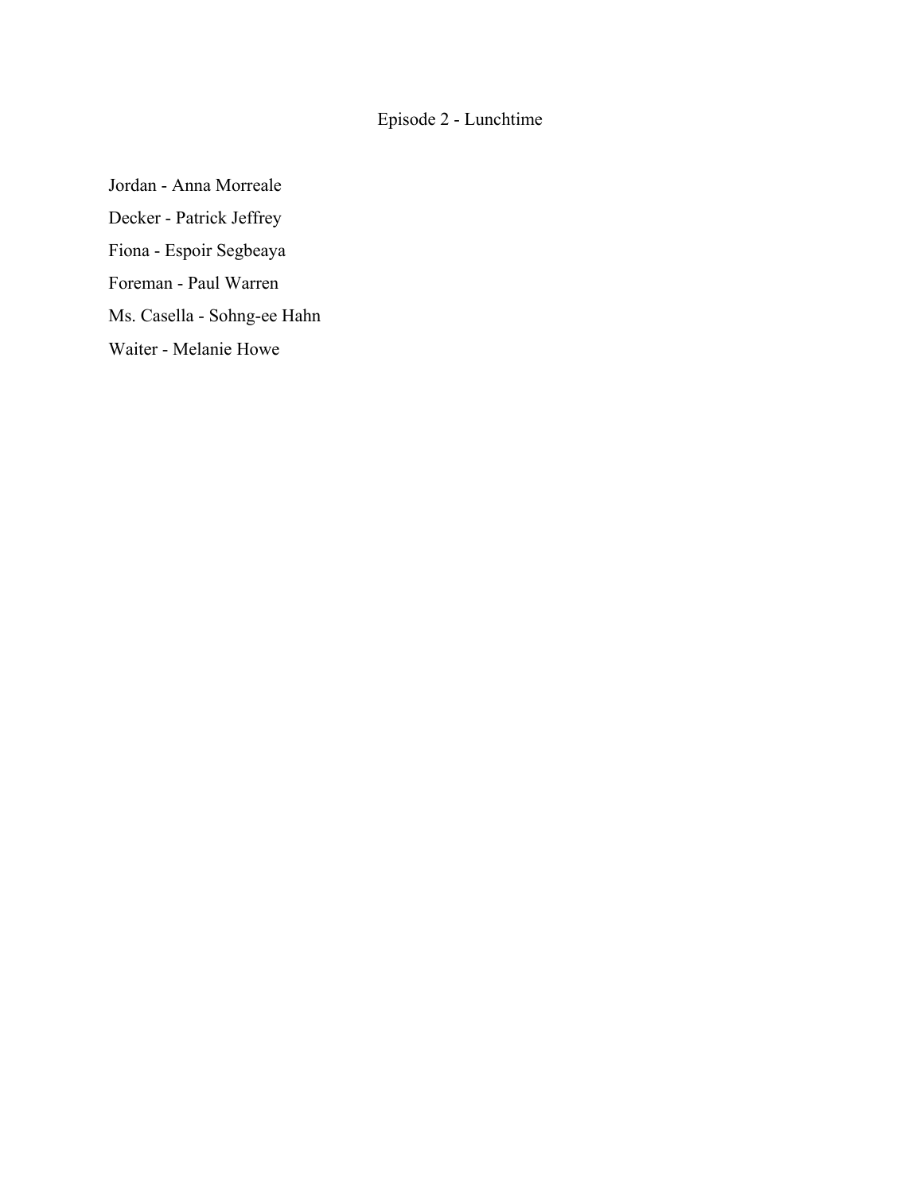# Episode 2 - Lunchtime

Jordan - Anna Morreale

Decker - Patrick Jeffrey

Fiona - Espoir Segbeaya

Foreman - Paul Warren

Ms. Casella - Sohng-ee Hahn

Waiter - Melanie Howe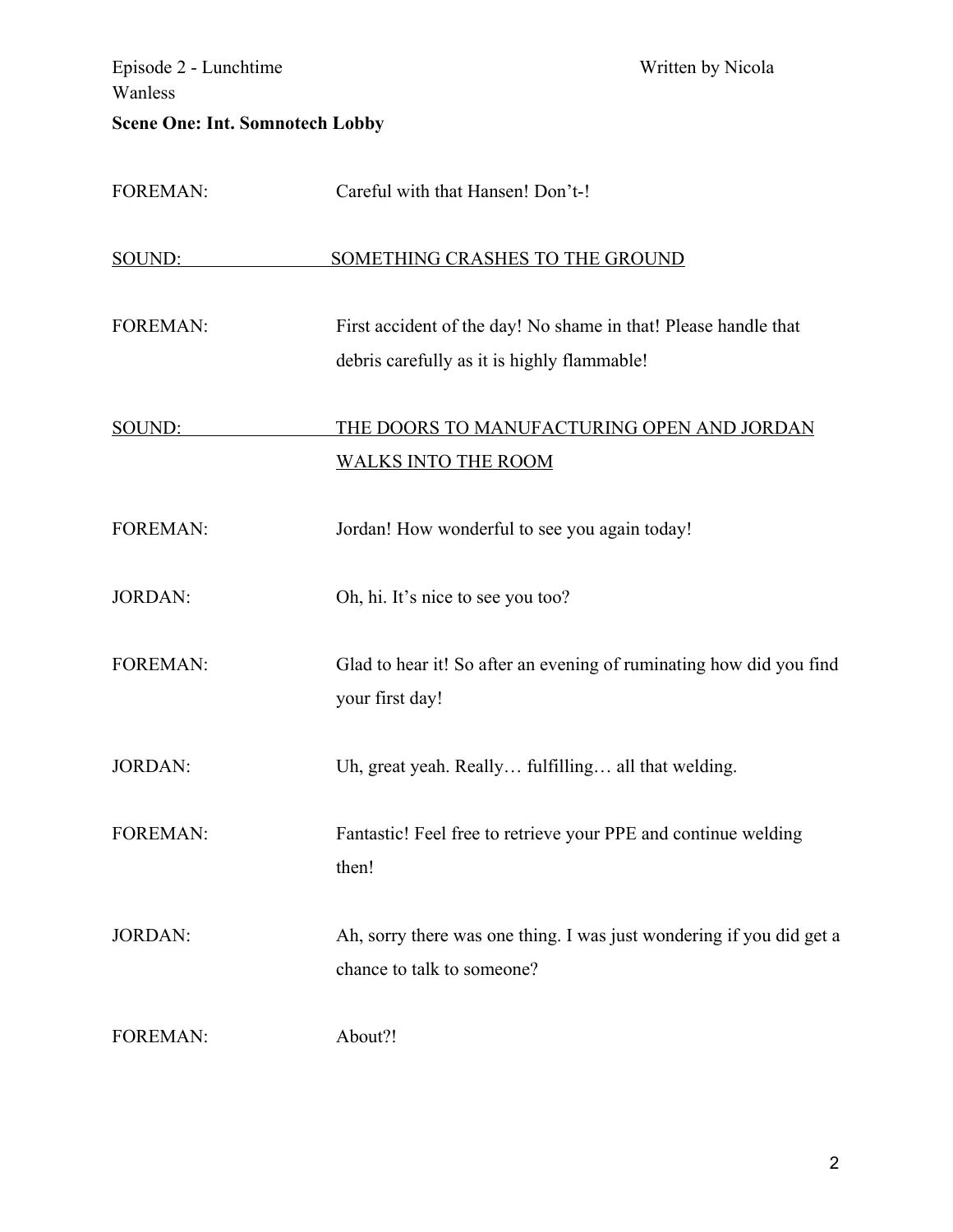Episode 2 - Lunchtime                                                                 Written by Nicola Wanless

**Scene One: Int. Somnotech Lobby**

FOREMAN: Careful with that Hansen! Don't-!

<u>SOUND: SOMETHING CRASHES TO THE GROUND</u>

FOREMAN: First accident of the day! No shame in that! Please handle that debris carefully as it is highly flammable!

<u>SOUND: THE DOORS TO MANUFACTURING OPEN AND JORDAN WALKS INTO THE ROOM</u>

FOREMAN: Jordan! How wonderful to see you again today!

JORDAN: Oh, hi. It's nice to see you too?

FOREMAN: Glad to hear it! So after an evening of ruminating how did you find your first day!

JORDAN: Uh, great yeah. Really… fulfilling… all that welding.

FOREMAN: Fantastic! Feel free to retrieve your PPE and continue welding then!

JORDAN: Ah, sorry there was one thing. I was just wondering if you did get a chance to talk to someone?

FOREMAN: About?!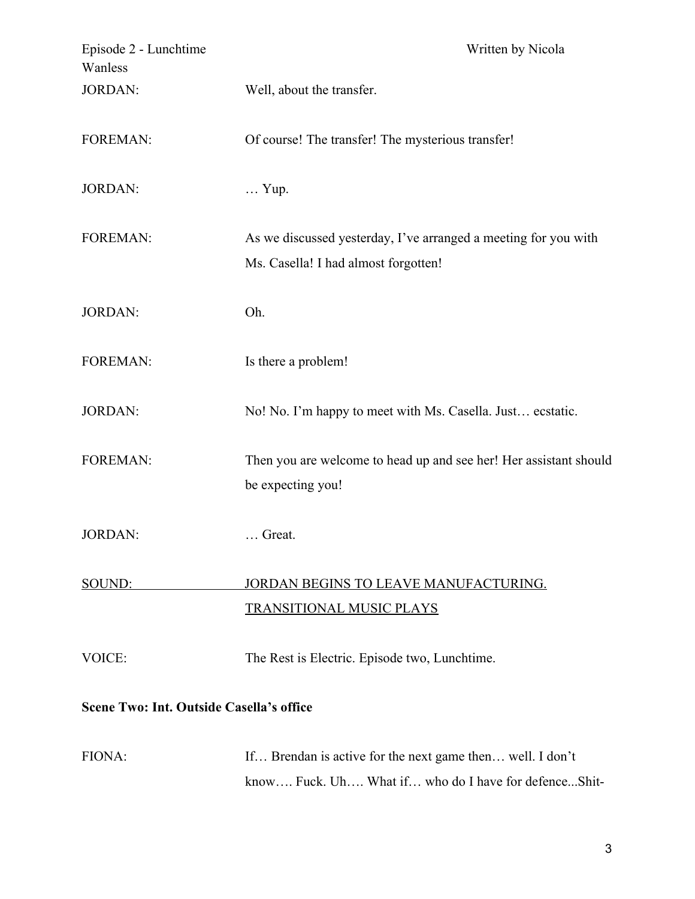JORDAN: Well, about the transfer.

FOREMAN: Of course! The transfer! The mysterious transfer!

JORDAN: … Yup.

FOREMAN: As we discussed yesterday, I've arranged a meeting for you with Ms. Casella! I had almost forgotten!

JORDAN: Oh.

FOREMAN: Is there a problem!

JORDAN: No! No. I'm happy to meet with Ms. Casella. Just… ecstatic.

FOREMAN: Then you are welcome to head up and see her! Her assistant should be expecting you!

JORDAN: … Great.

<u>SOUND: JORDAN BEGINS TO LEAVE MANUFACTURING. TRANSITIONAL MUSIC PLAYS</u>

VOICE: The Rest is Electric. Episode two, Lunchtime.

**Scene Two: Int. Outside Casella's office**

FIONA: If… Brendan is active for the next game then… well. I don't know…. Fuck. Uh…. What if… who do I have for defence...Shit-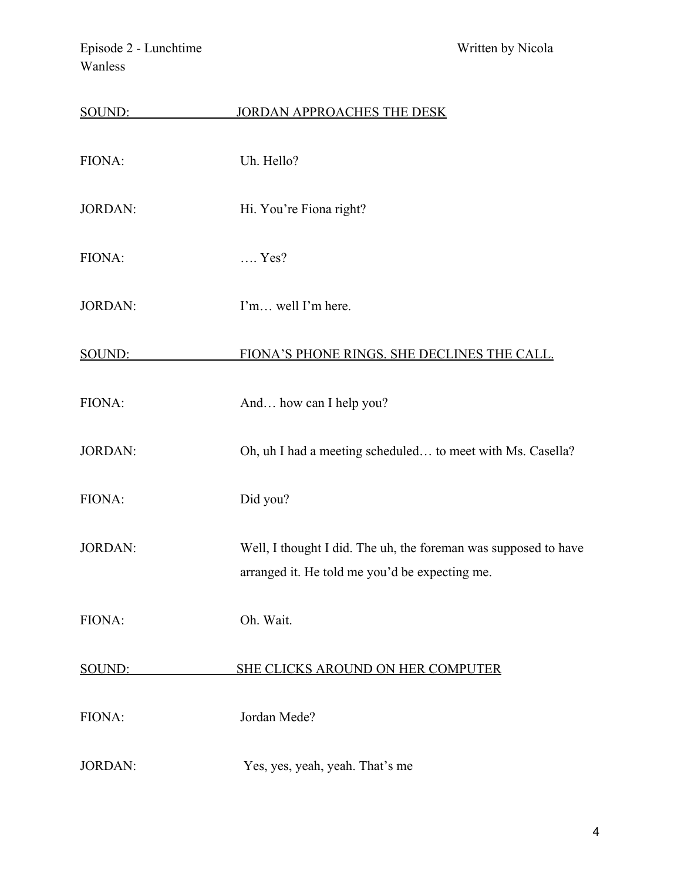SOUND: JORDAN APPROACHES THE DESK

FIONA: Uh. Hello?

JORDAN: Hi. You're Fiona right?

FIONA: …. Yes?

JORDAN: I'm… well I'm here.

SOUND: FIONA'S PHONE RINGS. SHE DECLINES THE CALL.

FIONA: And… how can I help you?

JORDAN: Oh, uh I had a meeting scheduled… to meet with Ms. Casella?

FIONA: Did you?

JORDAN: Well, I thought I did. The uh, the foreman was supposed to have arranged it. He told me you'd be expecting me.

FIONA: Oh. Wait.

SOUND: SHE CLICKS AROUND ON HER COMPUTER

FIONA: Jordan Mede?

JORDAN: Yes, yes, yeah, yeah. That's me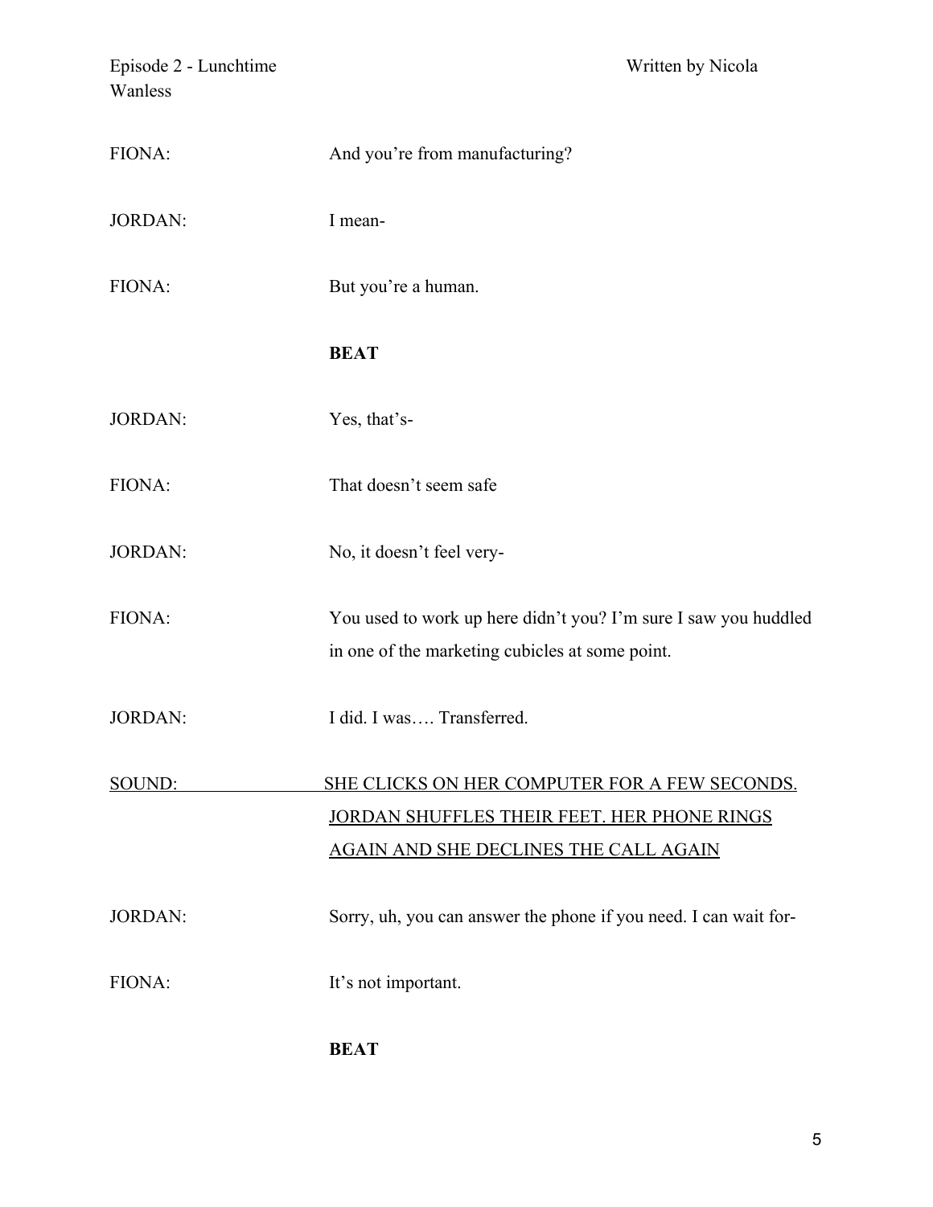FIONA: And you're from manufacturing?

JORDAN: I mean-

FIONA: But you're a human.

**BEAT**

JORDAN: Yes, that's-

FIONA: That doesn't seem safe

JORDAN: No, it doesn't feel very-

FIONA: You used to work up here didn't you? I'm sure I saw you huddled in one of the marketing cubicles at some point.

JORDAN: I did. I was…. Transferred.

<u>SOUND: SHE CLICKS ON HER COMPUTER FOR A FEW SECONDS. JORDAN SHUFFLES THEIR FEET. HER PHONE RINGS AGAIN AND SHE DECLINES THE CALL AGAIN</u>

JORDAN: Sorry, uh, you can answer the phone if you need. I can wait for-

FIONA: It's not important.

**BEAT**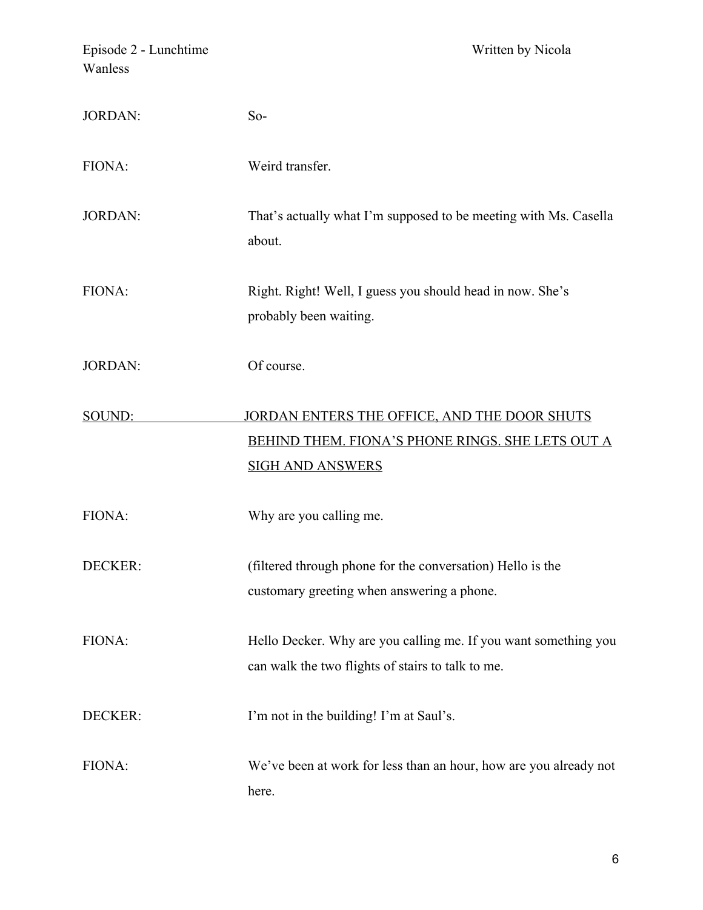JORDAN: So-

FIONA: Weird transfer.

JORDAN: That's actually what I'm supposed to be meeting with Ms. Casella about.

FIONA: Right. Right! Well, I guess you should head in now. She's probably been waiting.

JORDAN: Of course.

<u>SOUND: JORDAN ENTERS THE OFFICE, AND THE DOOR SHUTS BEHIND THEM. FIONA'S PHONE RINGS. SHE LETS OUT A SIGH AND ANSWERS</u>

FIONA: Why are you calling me.

DECKER: (filtered through phone for the conversation) Hello is the customary greeting when answering a phone.

FIONA: Hello Decker. Why are you calling me. If you want something you can walk the two flights of stairs to talk to me.

DECKER: I'm not in the building! I'm at Saul's.

FIONA: We've been at work for less than an hour, how are you already not here.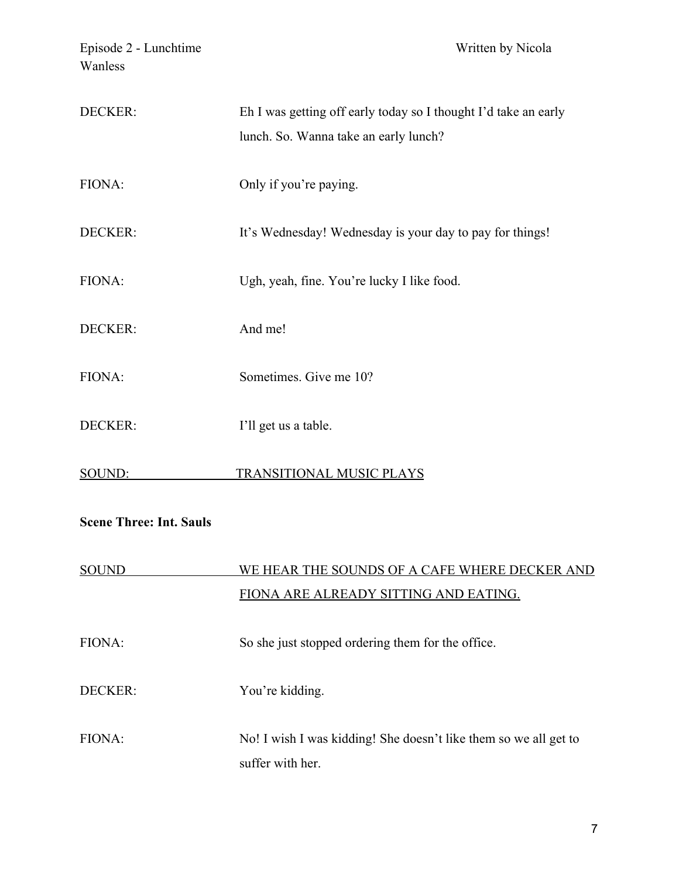DECKER: Eh I was getting off early today so I thought I'd take an early lunch. So. Wanna take an early lunch?

FIONA: Only if you're paying.

DECKER: It's Wednesday! Wednesday is your day to pay for things!

FIONA: Ugh, yeah, fine. You're lucky I like food.

DECKER: And me!

FIONA: Sometimes. Give me 10?

DECKER: I'll get us a table.

<u>SOUND: TRANSITIONAL MUSIC PLAYS</u>

**Scene Three: Int. Sauls**

<u>SOUND WE HEAR THE SOUNDS OF A CAFE WHERE DECKER AND FIONA ARE ALREADY SITTING AND EATING.</u>

FIONA: So she just stopped ordering them for the office.

DECKER: You're kidding.

FIONA: No! I wish I was kidding! She doesn't like them so we all get to suffer with her.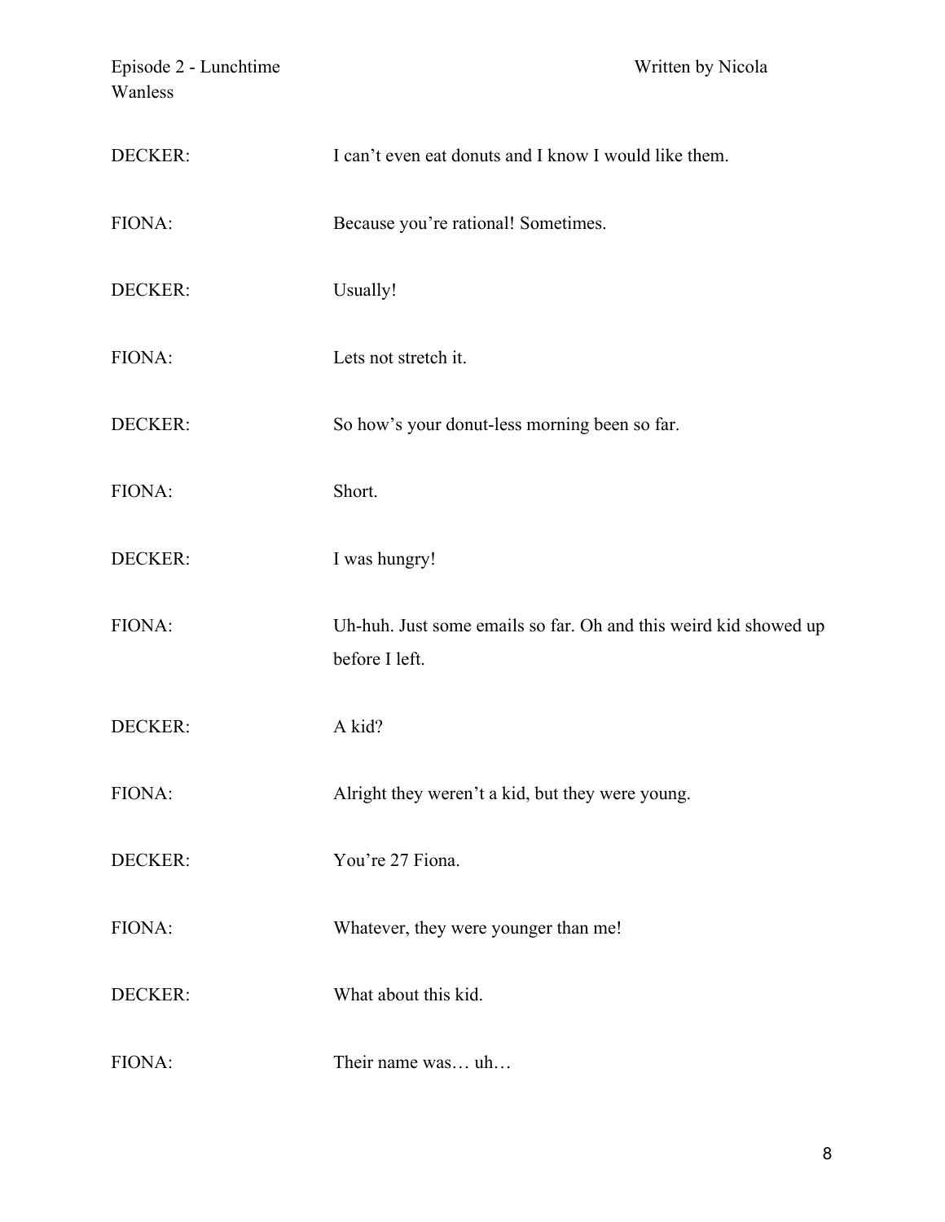DECKER: I can't even eat donuts and I know I would like them.

FIONA: Because you're rational! Sometimes.

DECKER: Usually!

FIONA: Lets not stretch it.

DECKER: So how's your donut-less morning been so far.

FIONA: Short.

DECKER: I was hungry!

FIONA: Uh-huh. Just some emails so far. Oh and this weird kid showed up before I left.

DECKER: A kid?

FIONA: Alright they weren't a kid, but they were young.

DECKER: You're 27 Fiona.

FIONA: Whatever, they were younger than me!

DECKER: What about this kid.

FIONA: Their name was… uh…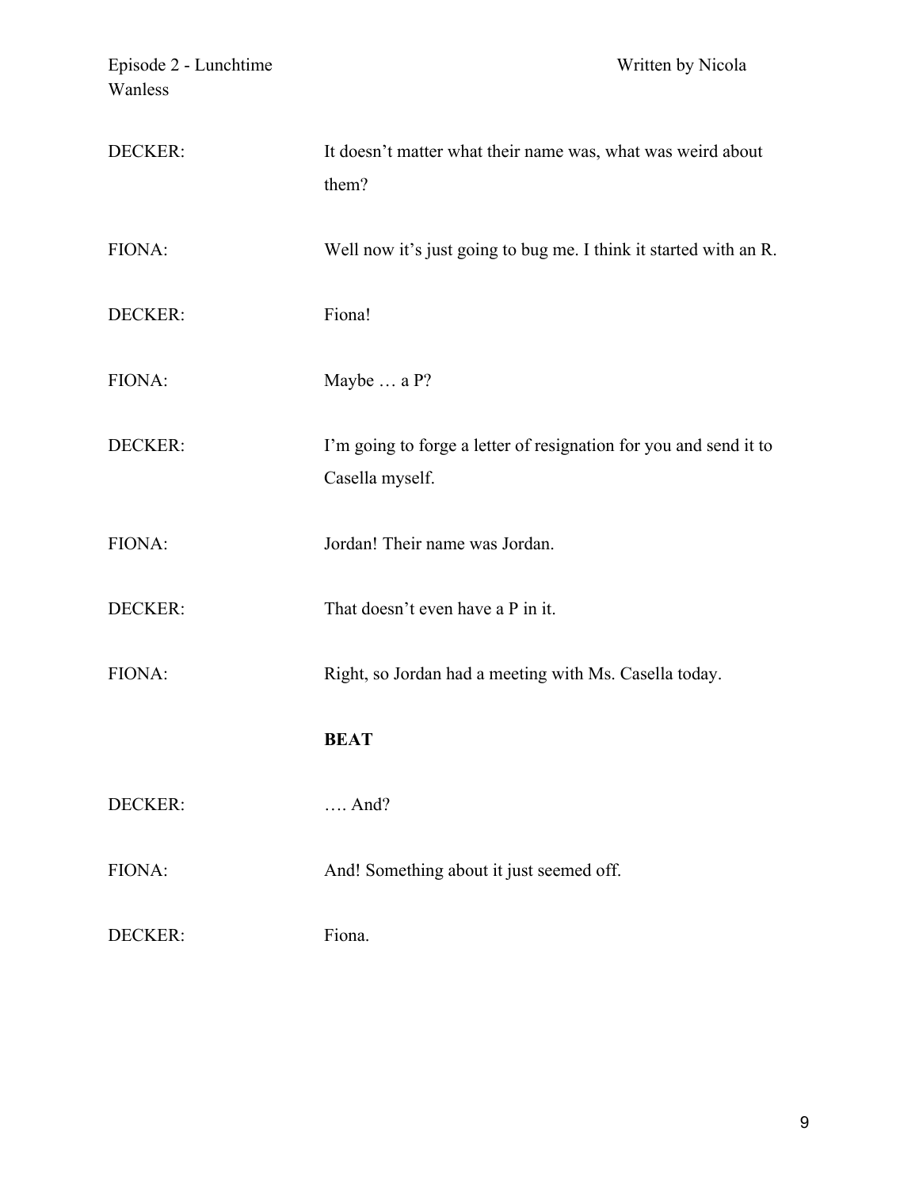DECKER: It doesn't matter what their name was, what was weird about them?

FIONA: Well now it's just going to bug me. I think it started with an R.

DECKER: Fiona!

FIONA: Maybe … a P?

DECKER: I'm going to forge a letter of resignation for you and send it to Casella myself.

FIONA: Jordan! Their name was Jordan.

DECKER: That doesn't even have a P in it.

FIONA: Right, so Jordan had a meeting with Ms. Casella today.

**BEAT**

DECKER: …. And?

FIONA: And! Something about it just seemed off.

DECKER: Fiona.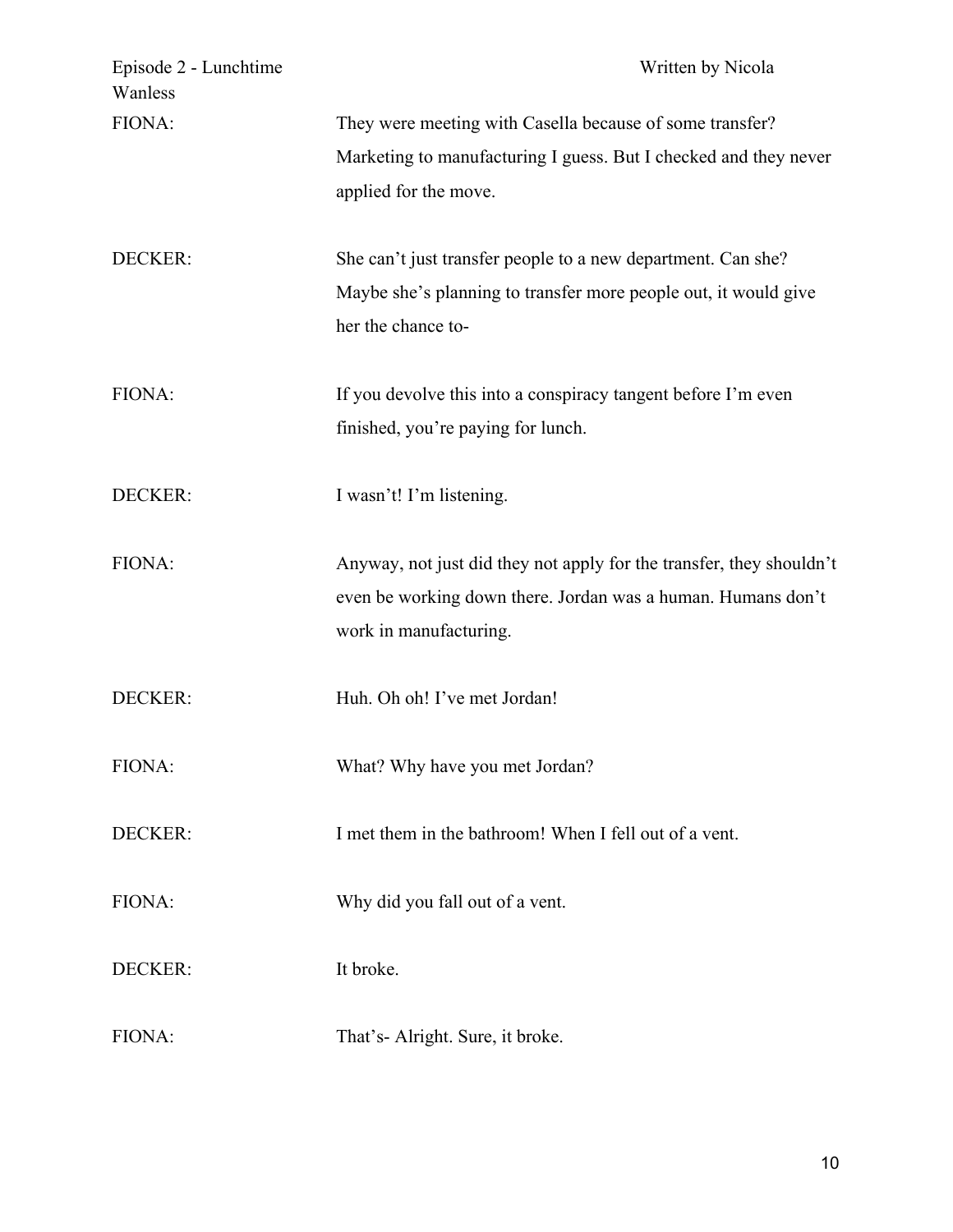FIONA: They were meeting with Casella because of some transfer? Marketing to manufacturing I guess. But I checked and they never applied for the move.

DECKER: She can't just transfer people to a new department. Can she? Maybe she's planning to transfer more people out, it would give her the chance to-

FIONA: If you devolve this into a conspiracy tangent before I'm even finished, you're paying for lunch.

DECKER: I wasn't! I'm listening.

FIONA: Anyway, not just did they not apply for the transfer, they shouldn't even be working down there. Jordan was a human. Humans don't work in manufacturing.

DECKER: Huh. Oh oh! I've met Jordan!

FIONA: What? Why have you met Jordan?

DECKER: I met them in the bathroom! When I fell out of a vent.

FIONA: Why did you fall out of a vent.

DECKER: It broke.

FIONA: That's- Alright. Sure, it broke.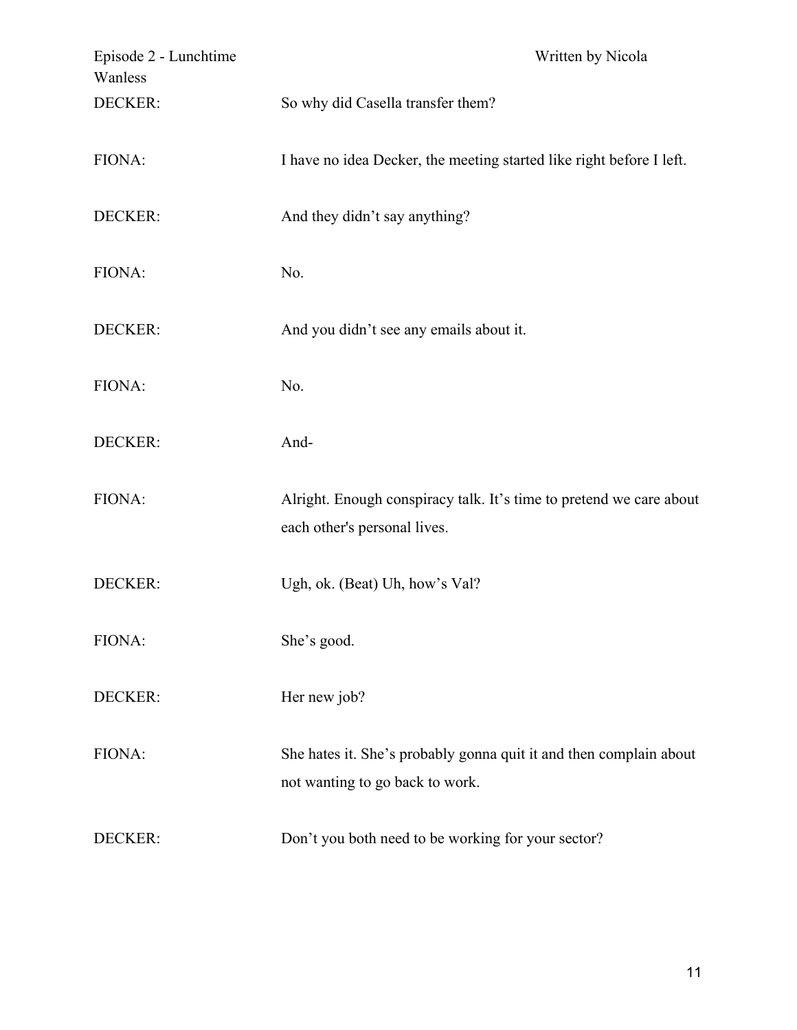DECKER: So why did Casella transfer them?

FIONA: I have no idea Decker, the meeting started like right before I left.

DECKER: And they didn't say anything?

FIONA: No.

DECKER: And you didn't see any emails about it.

FIONA: No.

DECKER: And-

FIONA: Alright. Enough conspiracy talk. It's time to pretend we care about each other's personal lives.

DECKER: Ugh, ok. (Beat) Uh, how's Val?

FIONA: She's good.

DECKER: Her new job?

FIONA: She hates it. She's probably gonna quit it and then complain about not wanting to go back to work.

DECKER: Don't you both need to be working for your sector?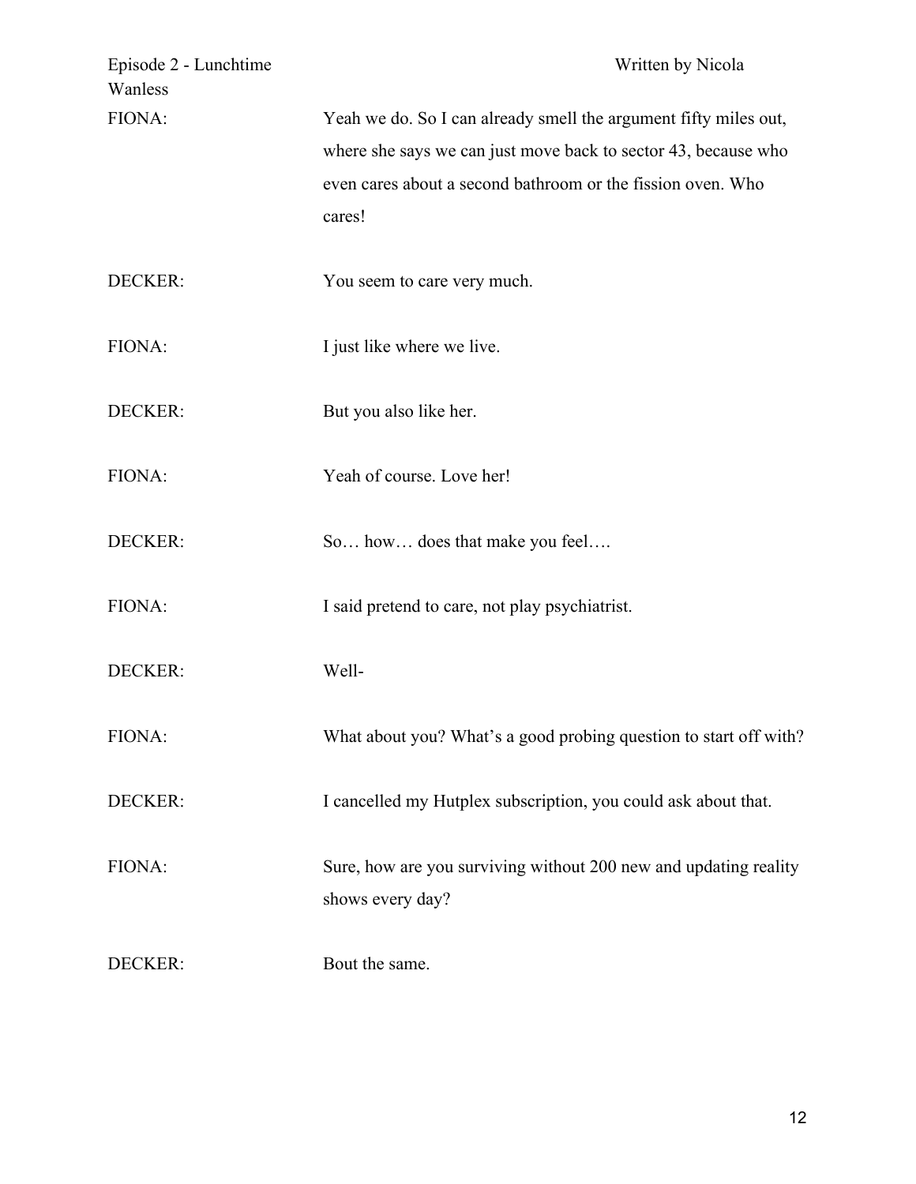FIONA: Yeah we do. So I can already smell the argument fifty miles out, where she says we can just move back to sector 43, because who even cares about a second bathroom or the fission oven. Who cares!

DECKER: You seem to care very much.

FIONA: I just like where we live.

DECKER: But you also like her.

FIONA: Yeah of course. Love her!

DECKER: So… how… does that make you feel….

FIONA: I said pretend to care, not play psychiatrist.

DECKER: Well-

FIONA: What about you? What's a good probing question to start off with?

DECKER: I cancelled my Hutplex subscription, you could ask about that.

FIONA: Sure, how are you surviving without 200 new and updating reality shows every day?

DECKER: Bout the same.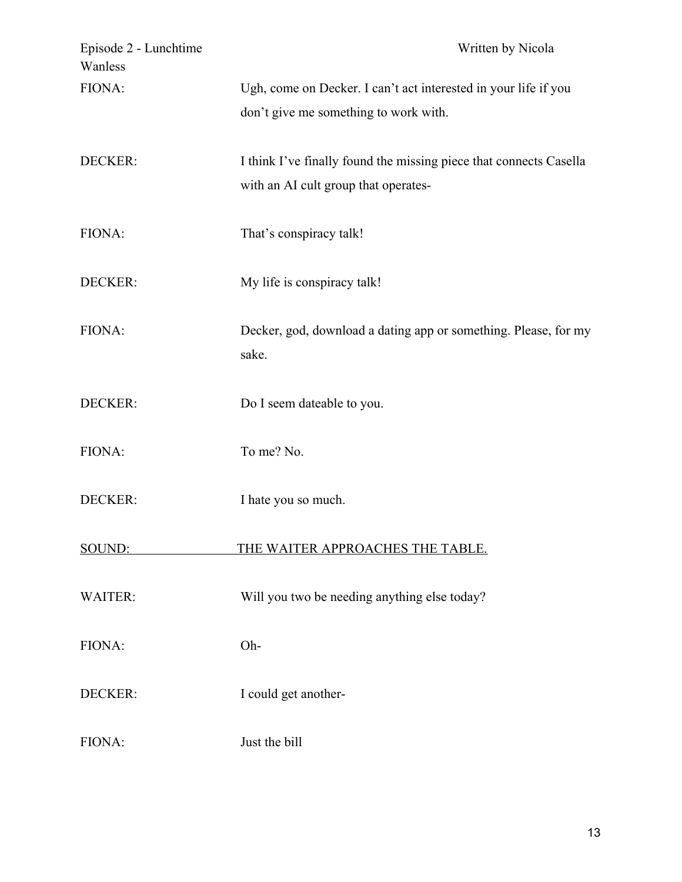FIONA: Ugh, come on Decker. I can't act interested in your life if you don't give me something to work with.

DECKER: I think I've finally found the missing piece that connects Casella with an AI cult group that operates-

FIONA: That's conspiracy talk!

DECKER: My life is conspiracy talk!

FIONA: Decker, god, download a dating app or something. Please, for my sake.

DECKER: Do I seem dateable to you.

FIONA: To me? No.

DECKER: I hate you so much.

<u>SOUND: THE WAITER APPROACHES THE TABLE.</u>

WAITER: Will you two be needing anything else today?

FIONA: Oh-

DECKER: I could get another-

FIONA: Just the bill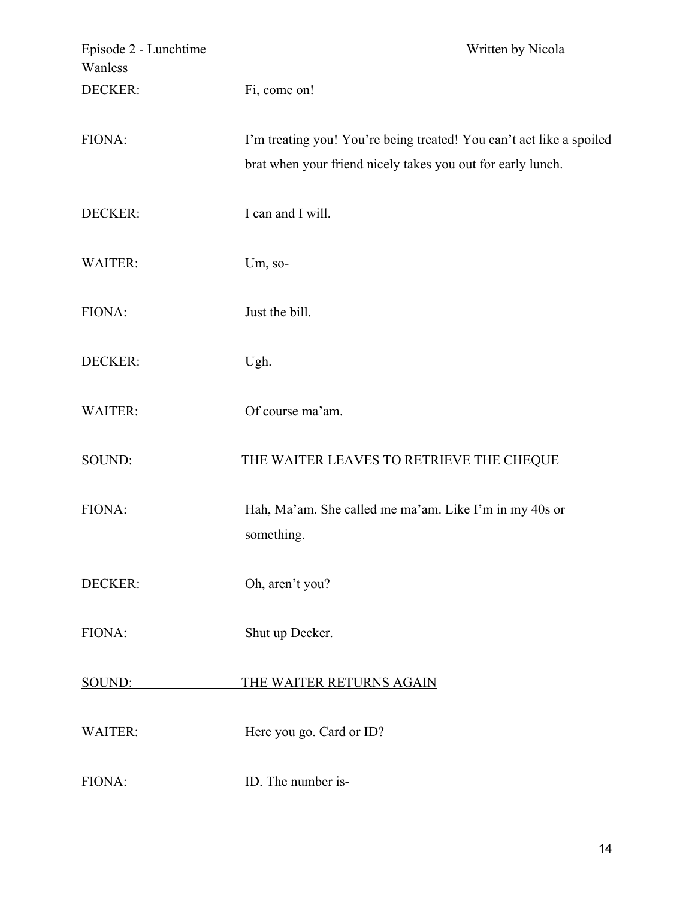DECKER: Fi, come on!

FIONA: I'm treating you! You're being treated! You can't act like a spoiled brat when your friend nicely takes you out for early lunch.

DECKER: I can and I will.

WAITER: Um, so-

FIONA: Just the bill.

DECKER: Ugh.

WAITER: Of course ma'am.

<u>SOUND: THE WAITER LEAVES TO RETRIEVE THE CHEQUE</u>

FIONA: Hah, Ma'am. She called me ma'am. Like I'm in my 40s or something.

DECKER: Oh, aren't you?

FIONA: Shut up Decker.

<u>SOUND: THE WAITER RETURNS AGAIN</u>

WAITER: Here you go. Card or ID?

FIONA: ID. The number is-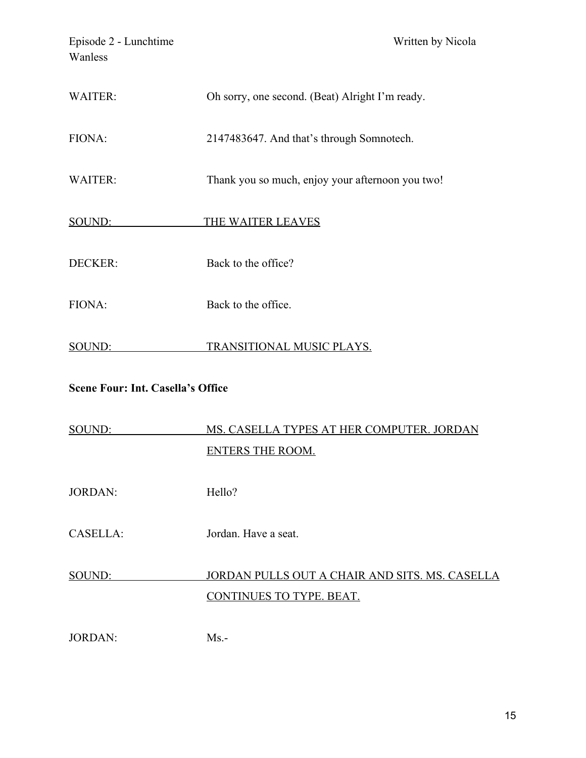WAITER: Oh sorry, one second. (Beat) Alright I'm ready.

FIONA: 2147483647. And that's through Somnotech.

WAITER: Thank you so much, enjoy your afternoon you two!

<u>SOUND: THE WAITER LEAVES</u>

DECKER: Back to the office?

FIONA: Back to the office.

<u>SOUND: TRANSITIONAL MUSIC PLAYS.</u>

**Scene Four: Int. Casella's Office**

<u>SOUND: MS. CASELLA TYPES AT HER COMPUTER. JORDAN ENTERS THE ROOM.</u>

JORDAN: Hello?

CASELLA: Jordan. Have a seat.

<u>SOUND: JORDAN PULLS OUT A CHAIR AND SITS. MS. CASELLA CONTINUES TO TYPE. BEAT.</u>

JORDAN: Ms.-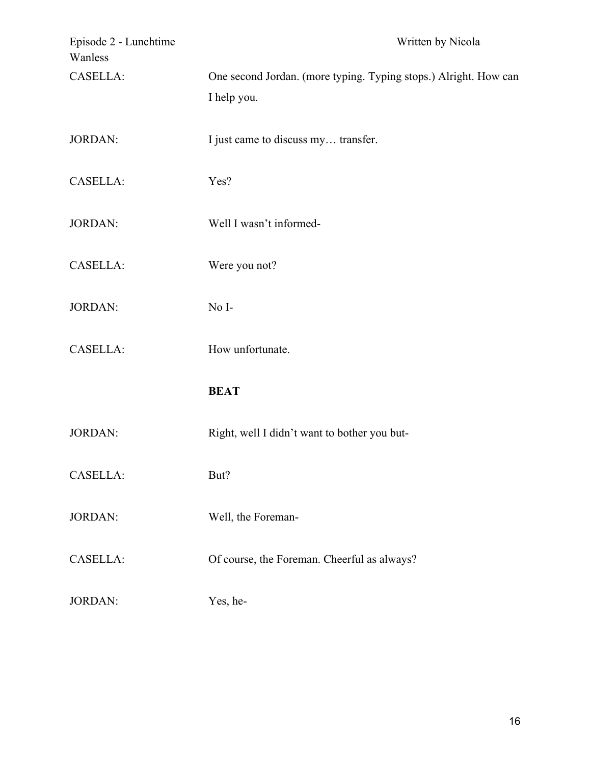CASELA: One second Jordan. (more typing. Typing stops.) Alright. How can I help you.

JORDAN: I just came to discuss my… transfer.

CASELLA: Yes?

JORDAN: Well I wasn't informed-

CASELLA: Were you not?

JORDAN: No I-

CASELLA: How unfortunate.

**BEAT**

JORDAN: Right, well I didn't want to bother you but-

CASELLA: But?

JORDAN: Well, the Foreman-

CASELLA: Of course, the Foreman. Cheerful as always?

JORDAN: Yes, he-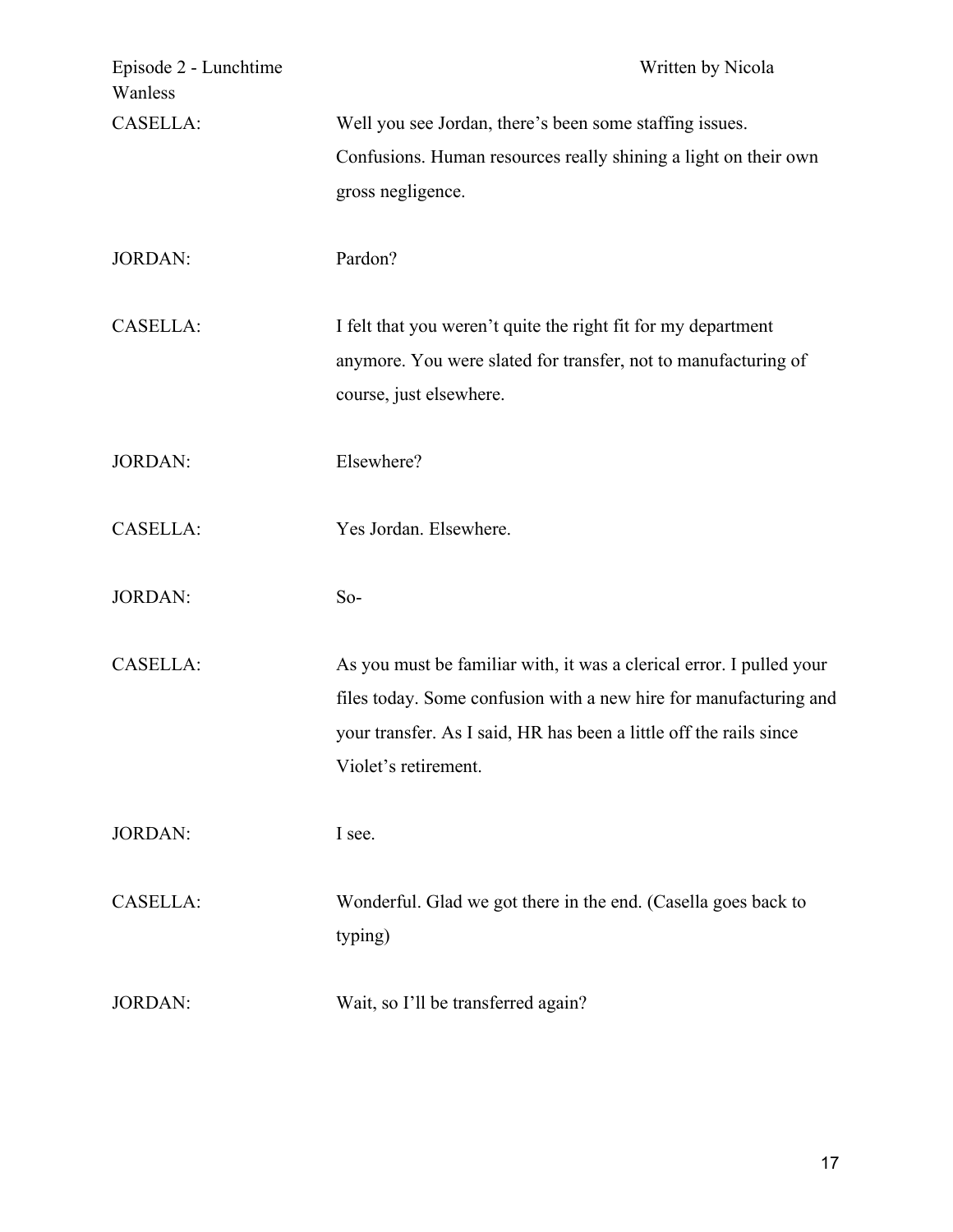CASELLA: Well you see Jordan, there's been some staffing issues. Confusions. Human resources really shining a light on their own gross negligence.

JORDAN: Pardon?

CASELLA: I felt that you weren't quite the right fit for my department anymore. You were slated for transfer, not to manufacturing of course, just elsewhere.

JORDAN: Elsewhere?

CASELLA: Yes Jordan. Elsewhere.

JORDAN: So-

CASELLA: As you must be familiar with, it was a clerical error. I pulled your files today. Some confusion with a new hire for manufacturing and your transfer. As I said, HR has been a little off the rails since Violet's retirement.

JORDAN: I see.

CASELLA: Wonderful. Glad we got there in the end. (Casella goes back to typing)

JORDAN: Wait, so I'll be transferred again?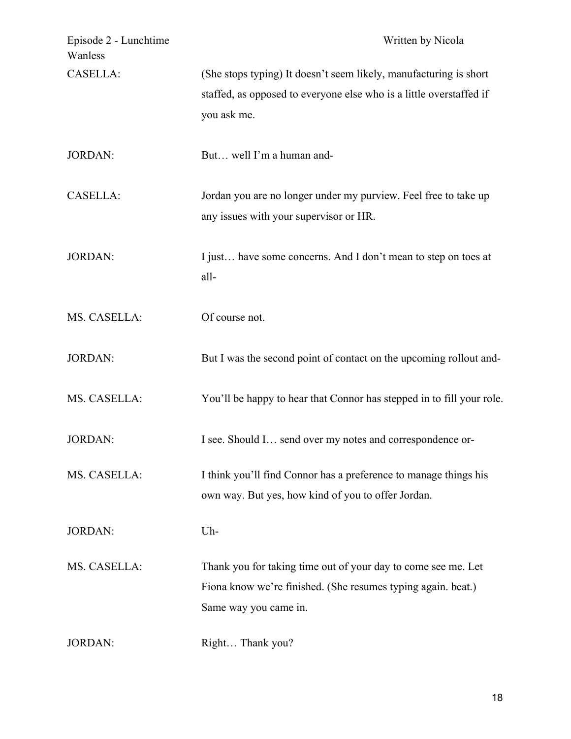CASELLA: (She stops typing) It doesn't seem likely, manufacturing is short staffed, as opposed to everyone else who is a little overstaffed if you ask me.

JORDAN: But… well I'm a human and-

CASELLA: Jordan you are no longer under my purview. Feel free to take up any issues with your supervisor or HR.

JORDAN: I just… have some concerns. And I don't mean to step on toes at all-

MS. CASELLA: Of course not.

JORDAN: But I was the second point of contact on the upcoming rollout and-

MS. CASELLA: You'll be happy to hear that Connor has stepped in to fill your role.

JORDAN: I see. Should I… send over my notes and correspondence or-

MS. CASELLA: I think you'll find Connor has a preference to manage things his own way. But yes, how kind of you to offer Jordan.

JORDAN: Uh-

MS. CASELLA: Thank you for taking time out of your day to come see me. Let Fiona know we're finished. (She resumes typing again. beat.) Same way you came in.

JORDAN: Right… Thank you?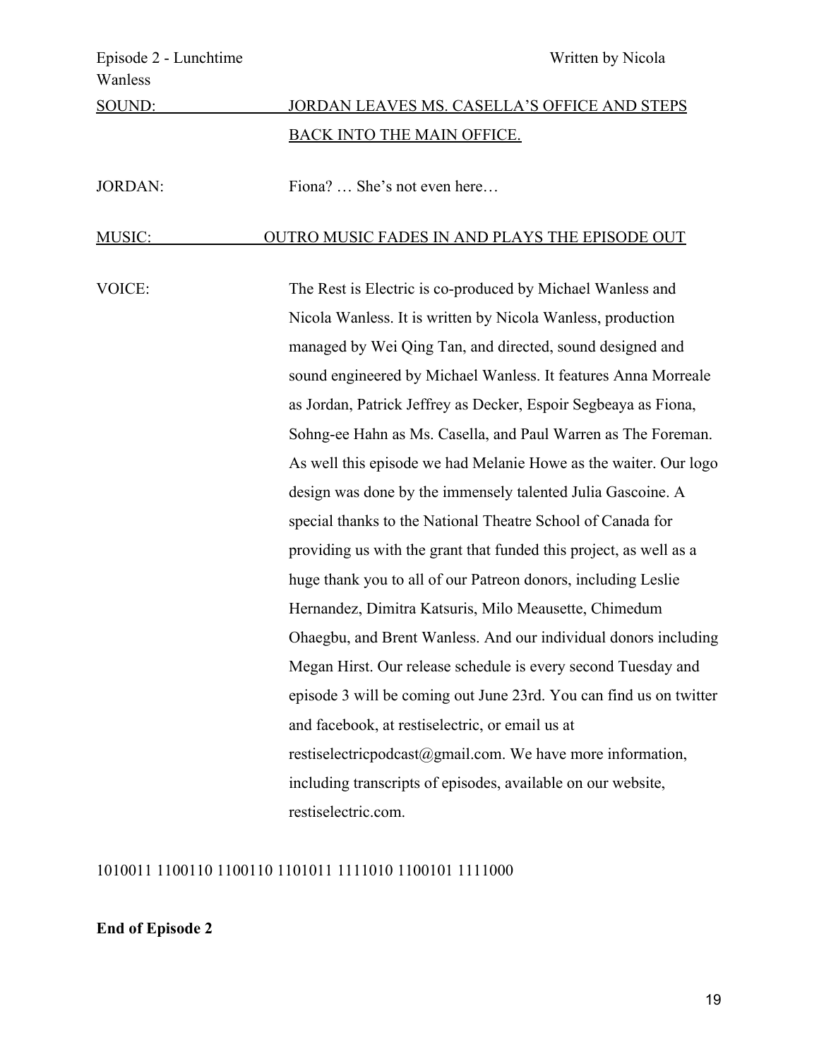SOUND: JORDAN LEAVES MS. CASELLA'S OFFICE AND STEPS BACK INTO THE MAIN OFFICE.

JORDAN: Fiona? … She's not even here…

MUSIC: OUTRO MUSIC FADES IN AND PLAYS THE EPISODE OUT

VOICE: The Rest is Electric is co-produced by Michael Wanless and Nicola Wanless. It is written by Nicola Wanless, production managed by Wei Qing Tan, and directed, sound designed and sound engineered by Michael Wanless. It features Anna Morreale as Jordan, Patrick Jeffrey as Decker, Espoir Segbeaya as Fiona, Sohng-ee Hahn as Ms. Casella, and Paul Warren as The Foreman. As well this episode we had Melanie Howe as the waiter. Our logo design was done by the immensely talented Julia Gascoine. A special thanks to the National Theatre School of Canada for providing us with the grant that funded this project, as well as a huge thank you to all of our Patreon donors, including Leslie Hernandez, Dimitra Katsuris, Milo Meausette, Chimedum Ohaegbu, and Brent Wanless. And our individual donors including Megan Hirst. Our release schedule is every second Tuesday and episode 3 will be coming out June 23rd. You can find us on twitter and facebook, at restiselectric, or email us at restiselectricpodcast@gmail.com. We have more information, including transcripts of episodes, available on our website, restiselectric.com.

1010011 1100110 1100110 1101011 1111010 1100101 1111000

**End of Episode 2**